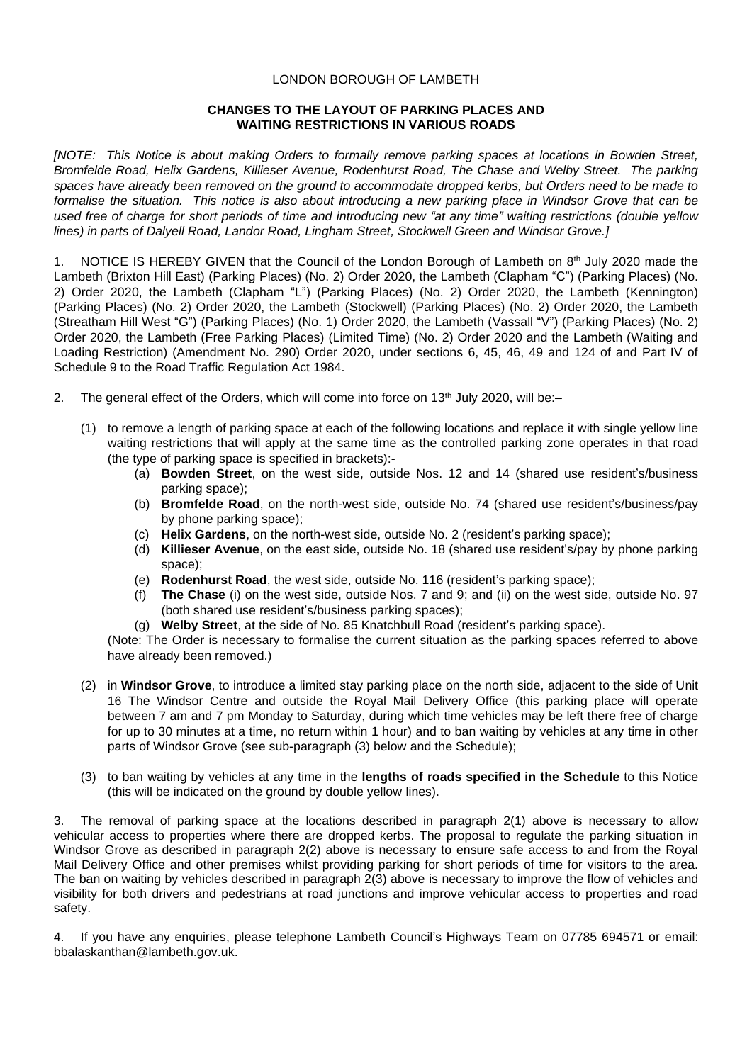LONDON BOROUGH OF LAMBETH

**CHANGES TO THE LAYOUT OF PARKING PLACES AND WAITING RESTRICTIONS IN VARIOUS ROADS**

*[NOTE: This Notice is about making Orders to formally remove parking spaces at locations in Bowden Street, Bromfelde Road, Helix Gardens, Killieser Avenue, Rodenhurst Road, The Chase and Welby Street. The parking spaces have already been removed on the ground to accommodate dropped kerbs, but Orders need to be made to formalise the situation. This notice is also about introducing a new parking place in Windsor Grove that can be used free of charge for short periods of time and introducing new "at any time" waiting restrictions (double yellow lines) in parts of Dalyell Road, Landor Road, Lingham Street, Stockwell Green and Windsor Grove.]*

1. NOTICE IS HEREBY GIVEN that the Council of the London Borough of Lambeth on 8th July 2020 made the Lambeth (Brixton Hill East) (Parking Places) (No. 2) Order 2020, the Lambeth (Clapham "C") (Parking Places) (No. 2) Order 2020, the Lambeth (Clapham "L") (Parking Places) (No. 2) Order 2020, the Lambeth (Kennington) (Parking Places) (No. 2) Order 2020, the Lambeth (Stockwell) (Parking Places) (No. 2) Order 2020, the Lambeth (Streatham Hill West "G") (Parking Places) (No. 1) Order 2020, the Lambeth (Vassall "V") (Parking Places) (No. 2) Order 2020, the Lambeth (Free Parking Places) (Limited Time) (No. 2) Order 2020 and the Lambeth (Waiting and Loading Restriction) (Amendment No. 290) Order 2020, under sections 6, 45, 46, 49 and 124 of and Part IV of Schedule 9 to the Road Traffic Regulation Act 1984.

2. The general effect of the Orders, which will come into force on 13th July 2020, will be:–

(1) to remove a length of parking space at each of the following locations and replace it with single yellow line waiting restrictions that will apply at the same time as the controlled parking zone operates in that road (the type of parking space is specified in brackets):-

(a) **Bowden Street**, on the west side, outside Nos. 12 and 14 (shared use resident's/business parking space);

(b) **Bromfelde Road**, on the north-west side, outside No. 74 (shared use resident's/business/pay by phone parking space);

(c) **Helix Gardens**, on the north-west side, outside No. 2 (resident's parking space);

(d) **Killieser Avenue**, on the east side, outside No. 18 (shared use resident's/pay by phone parking space);

(e) **Rodenhurst Road**, the west side, outside No. 116 (resident's parking space);

(f) **The Chase** (i) on the west side, outside Nos. 7 and 9; and (ii) on the west side, outside No. 97 (both shared use resident's/business parking spaces);

(g) **Welby Street**, at the side of No. 85 Knatchbull Road (resident's parking space).

(Note: The Order is necessary to formalise the current situation as the parking spaces referred to above have already been removed.)

(2) in **Windsor Grove**, to introduce a limited stay parking place on the north side, adjacent to the side of Unit 16 The Windsor Centre and outside the Royal Mail Delivery Office (this parking place will operate between 7 am and 7 pm Monday to Saturday, during which time vehicles may be left there free of charge for up to 30 minutes at a time, no return within 1 hour) and to ban waiting by vehicles at any time in other parts of Windsor Grove (see sub-paragraph (3) below and the Schedule);

(3) to ban waiting by vehicles at any time in the **lengths of roads specified in the Schedule** to this Notice (this will be indicated on the ground by double yellow lines).

3. The removal of parking space at the locations described in paragraph 2(1) above is necessary to allow vehicular access to properties where there are dropped kerbs. The proposal to regulate the parking situation in Windsor Grove as described in paragraph 2(2) above is necessary to ensure safe access to and from the Royal Mail Delivery Office and other premises whilst providing parking for short periods of time for visitors to the area. The ban on waiting by vehicles described in paragraph 2(3) above is necessary to improve the flow of vehicles and visibility for both drivers and pedestrians at road junctions and improve vehicular access to properties and road safety.

4. If you have any enquiries, please telephone Lambeth Council's Highways Team on 07785 694571 or email: bbalaskanthan@lambeth.gov.uk.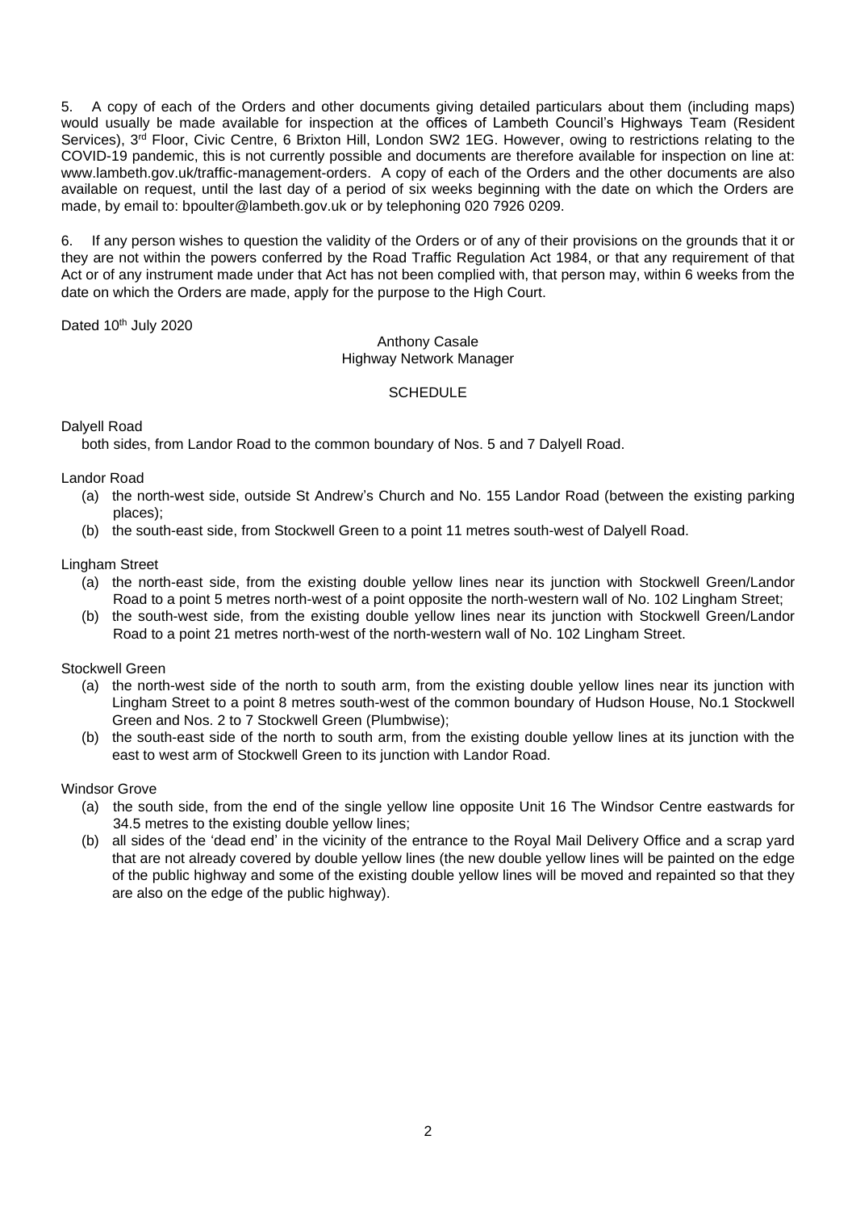5. A copy of each of the Orders and other documents giving detailed particulars about them (including maps) would usually be made available for inspection at the offices of Lambeth Council's Highways Team (Resident Services), 3rd Floor, Civic Centre, 6 Brixton Hill, London SW2 1EG. However, owing to restrictions relating to the COVID-19 pandemic, this is not currently possible and documents are therefore available for inspection on line at: www.lambeth.gov.uk/traffic-management-orders. A copy of each of the Orders and the other documents are also available on request, until the last day of a period of six weeks beginning with the date on which the Orders are made, by email to: bpoulter@lambeth.gov.uk or by telephoning 020 7926 0209.

6. If any person wishes to question the validity of the Orders or of any of their provisions on the grounds that it or they are not within the powers conferred by the Road Traffic Regulation Act 1984, or that any requirement of that Act or of any instrument made under that Act has not been complied with, that person may, within 6 weeks from the date on which the Orders are made, apply for the purpose to the High Court.

Dated 10th July 2020

Anthony Casale
Highway Network Manager

## SCHEDULE

Dalyell Road

both sides, from Landor Road to the common boundary of Nos. 5 and 7 Dalyell Road.

Landor Road

(a) the north-west side, outside St Andrew's Church and No. 155 Landor Road (between the existing parking places);
(b) the south-east side, from Stockwell Green to a point 11 metres south-west of Dalyell Road.

Lingham Street

(a) the north-east side, from the existing double yellow lines near its junction with Stockwell Green/Landor Road to a point 5 metres north-west of a point opposite the north-western wall of No. 102 Lingham Street;
(b) the south-west side, from the existing double yellow lines near its junction with Stockwell Green/Landor Road to a point 21 metres north-west of the north-western wall of No. 102 Lingham Street.

Stockwell Green

(a) the north-west side of the north to south arm, from the existing double yellow lines near its junction with Lingham Street to a point 8 metres south-west of the common boundary of Hudson House, No.1 Stockwell Green and Nos. 2 to 7 Stockwell Green (Plumbwise);
(b) the south-east side of the north to south arm, from the existing double yellow lines at its junction with the east to west arm of Stockwell Green to its junction with Landor Road.

Windsor Grove

(a) the south side, from the end of the single yellow line opposite Unit 16 The Windsor Centre eastwards for 34.5 metres to the existing double yellow lines;
(b) all sides of the 'dead end' in the vicinity of the entrance to the Royal Mail Delivery Office and a scrap yard that are not already covered by double yellow lines (the new double yellow lines will be painted on the edge of the public highway and some of the existing double yellow lines will be moved and repainted so that they are also on the edge of the public highway).